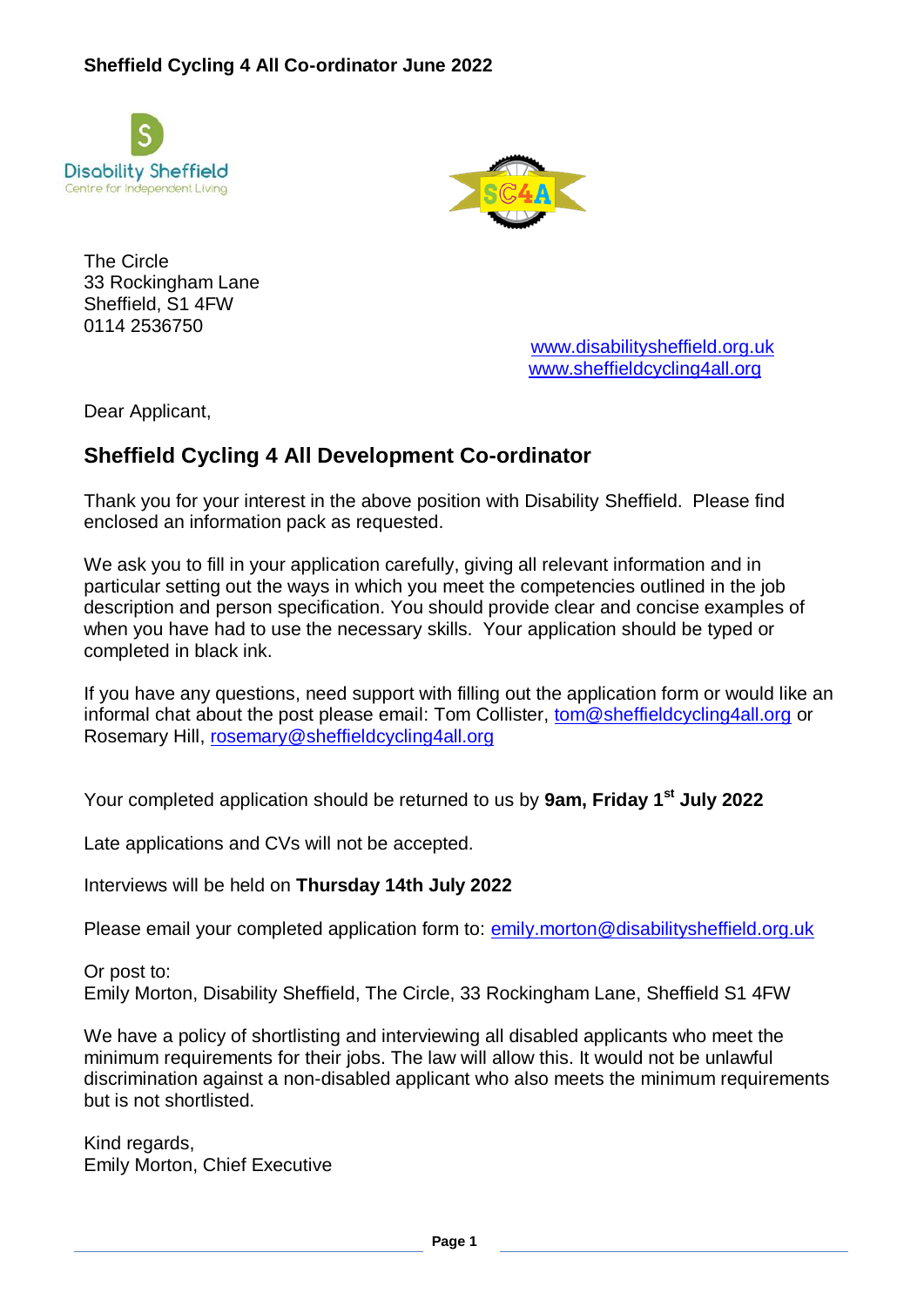**Sheffield Cycling 4 All Co-ordinator June 2022**

The Circle
33 Rockingham Lane
Sheffield, S1 4FW
0114 2536750

www.disabilitysheffield.org.uk
www.sheffieldcycling4all.org

Dear Applicant,

## Sheffield Cycling 4 All Development Co-ordinator

Thank you for your interest in the above position with Disability Sheffield. Please find enclosed an information pack as requested.

We ask you to fill in your application carefully, giving all relevant information and in particular setting out the ways in which you meet the competencies outlined in the job description and person specification. You should provide clear and concise examples of when you have had to use the necessary skills. Your application should be typed or completed in black ink.

If you have any questions, need support with filling out the application form or would like an informal chat about the post please email: Tom Collister, tom@sheffieldcycling4all.org or Rosemary Hill, rosemary@sheffieldcycling4all.org

Your completed application should be returned to us by **9am, Friday 1st July 2022**

Late applications and CVs will not be accepted.

Interviews will be held on **Thursday 14th July 2022**

Please email your completed application form to: emily.morton@disabilitysheffield.org.uk

Or post to:
Emily Morton, Disability Sheffield, The Circle, 33 Rockingham Lane, Sheffield S1 4FW

We have a policy of shortlisting and interviewing all disabled applicants who meet the minimum requirements for their jobs. The law will allow this. It would not be unlawful discrimination against a non-disabled applicant who also meets the minimum requirements but is not shortlisted.

Kind regards,
Emily Morton, Chief Executive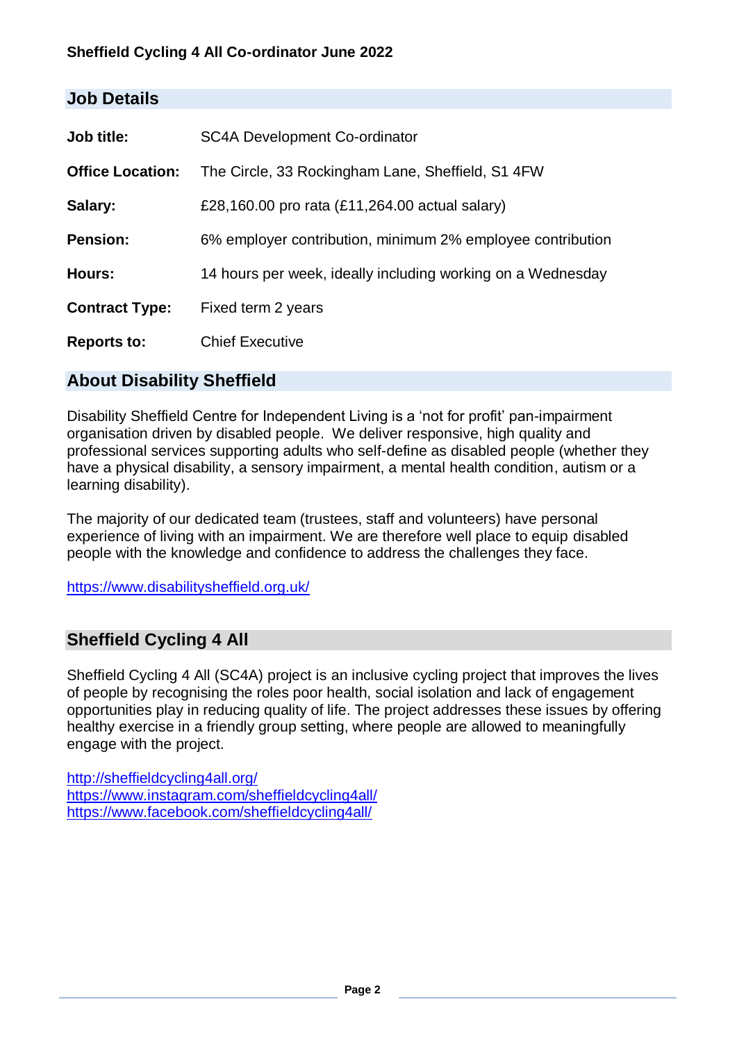**Sheffield Cycling 4 All Co-ordinator June 2022**

## Job Details

| | |
|---|---|
| **Job title:** | SC4A Development Co-ordinator |
| **Office Location:** | The Circle, 33 Rockingham Lane, Sheffield, S1 4FW |
| **Salary:** | £28,160.00 pro rata (£11,264.00 actual salary) |
| **Pension:** | 6% employer contribution, minimum 2% employee contribution |
| **Hours:** | 14 hours per week, ideally including working on a Wednesday |
| **Contract Type:** | Fixed term 2 years |
| **Reports to:** | Chief Executive |

## About Disability Sheffield

Disability Sheffield Centre for Independent Living is a 'not for profit' pan-impairment organisation driven by disabled people. We deliver responsive, high quality and professional services supporting adults who self-define as disabled people (whether they have a physical disability, a sensory impairment, a mental health condition, autism or a learning disability).

The majority of our dedicated team (trustees, staff and volunteers) have personal experience of living with an impairment. We are therefore well place to equip disabled people with the knowledge and confidence to address the challenges they face.

https://www.disabilitysheffield.org.uk/

## Sheffield Cycling 4 All

Sheffield Cycling 4 All (SC4A) project is an inclusive cycling project that improves the lives of people by recognising the roles poor health, social isolation and lack of engagement opportunities play in reducing quality of life. The project addresses these issues by offering healthy exercise in a friendly group setting, where people are allowed to meaningfully engage with the project.

http://sheffieldcycling4all.org/
https://www.instagram.com/sheffieldcycling4all/
https://www.facebook.com/sheffieldcycling4all/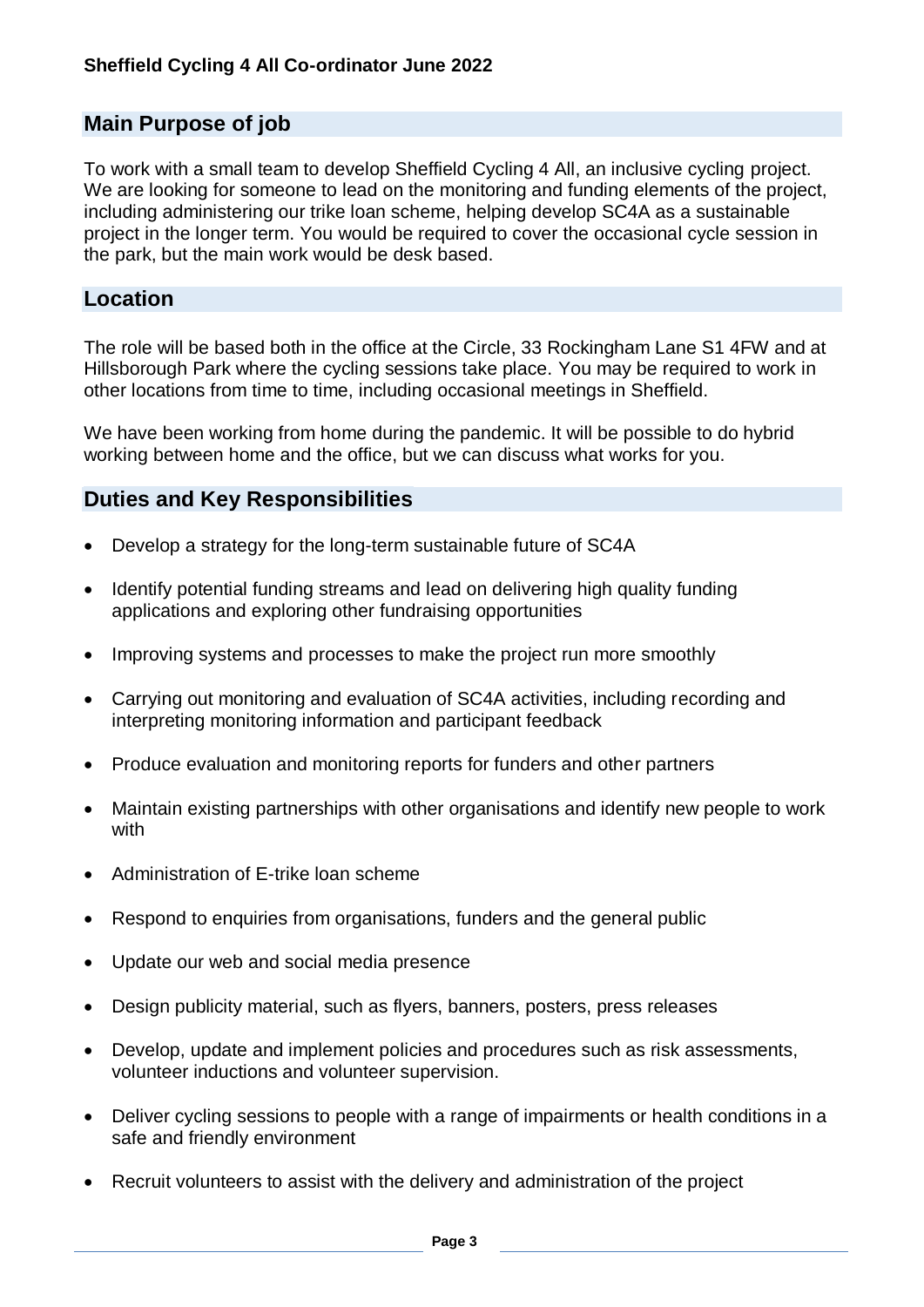**Sheffield Cycling 4 All Co-ordinator June 2022**

## Main Purpose of job

To work with a small team to develop Sheffield Cycling 4 All, an inclusive cycling project. We are looking for someone to lead on the monitoring and funding elements of the project, including administering our trike loan scheme, helping develop SC4A as a sustainable project in the longer term. You would be required to cover the occasional cycle session in the park, but the main work would be desk based.

## Location

The role will be based both in the office at the Circle, 33 Rockingham Lane S1 4FW and at Hillsborough Park where the cycling sessions take place. You may be required to work in other locations from time to time, including occasional meetings in Sheffield.

We have been working from home during the pandemic. It will be possible to do hybrid working between home and the office, but we can discuss what works for you.

## Duties and Key Responsibilities

- Develop a strategy for the long-term sustainable future of SC4A
- Identify potential funding streams and lead on delivering high quality funding applications and exploring other fundraising opportunities
- Improving systems and processes to make the project run more smoothly
- Carrying out monitoring and evaluation of SC4A activities, including recording and interpreting monitoring information and participant feedback
- Produce evaluation and monitoring reports for funders and other partners
- Maintain existing partnerships with other organisations and identify new people to work with
- Administration of E-trike loan scheme
- Respond to enquiries from organisations, funders and the general public
- Update our web and social media presence
- Design publicity material, such as flyers, banners, posters, press releases
- Develop, update and implement policies and procedures such as risk assessments, volunteer inductions and volunteer supervision.
- Deliver cycling sessions to people with a range of impairments or health conditions in a safe and friendly environment
- Recruit volunteers to assist with the delivery and administration of the project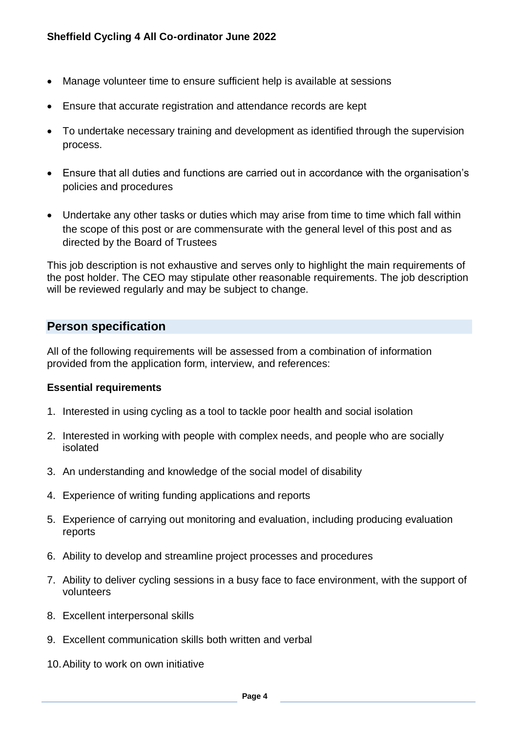- Manage volunteer time to ensure sufficient help is available at sessions
- Ensure that accurate registration and attendance records are kept
- To undertake necessary training and development as identified through the supervision process.
- Ensure that all duties and functions are carried out in accordance with the organisation's policies and procedures
- Undertake any other tasks or duties which may arise from time to time which fall within the scope of this post or are commensurate with the general level of this post and as directed by the Board of Trustees

This job description is not exhaustive and serves only to highlight the main requirements of the post holder. The CEO may stipulate other reasonable requirements. The job description will be reviewed regularly and may be subject to change.

## Person specification

All of the following requirements will be assessed from a combination of information provided from the application form, interview, and references:

**Essential requirements**

1. Interested in using cycling as a tool to tackle poor health and social isolation
2. Interested in working with people with complex needs, and people who are socially isolated
3. An understanding and knowledge of the social model of disability
4. Experience of writing funding applications and reports
5. Experience of carrying out monitoring and evaluation, including producing evaluation reports
6. Ability to develop and streamline project processes and procedures
7. Ability to deliver cycling sessions in a busy face to face environment, with the support of volunteers
8. Excellent interpersonal skills
9. Excellent communication skills both written and verbal
10. Ability to work on own initiative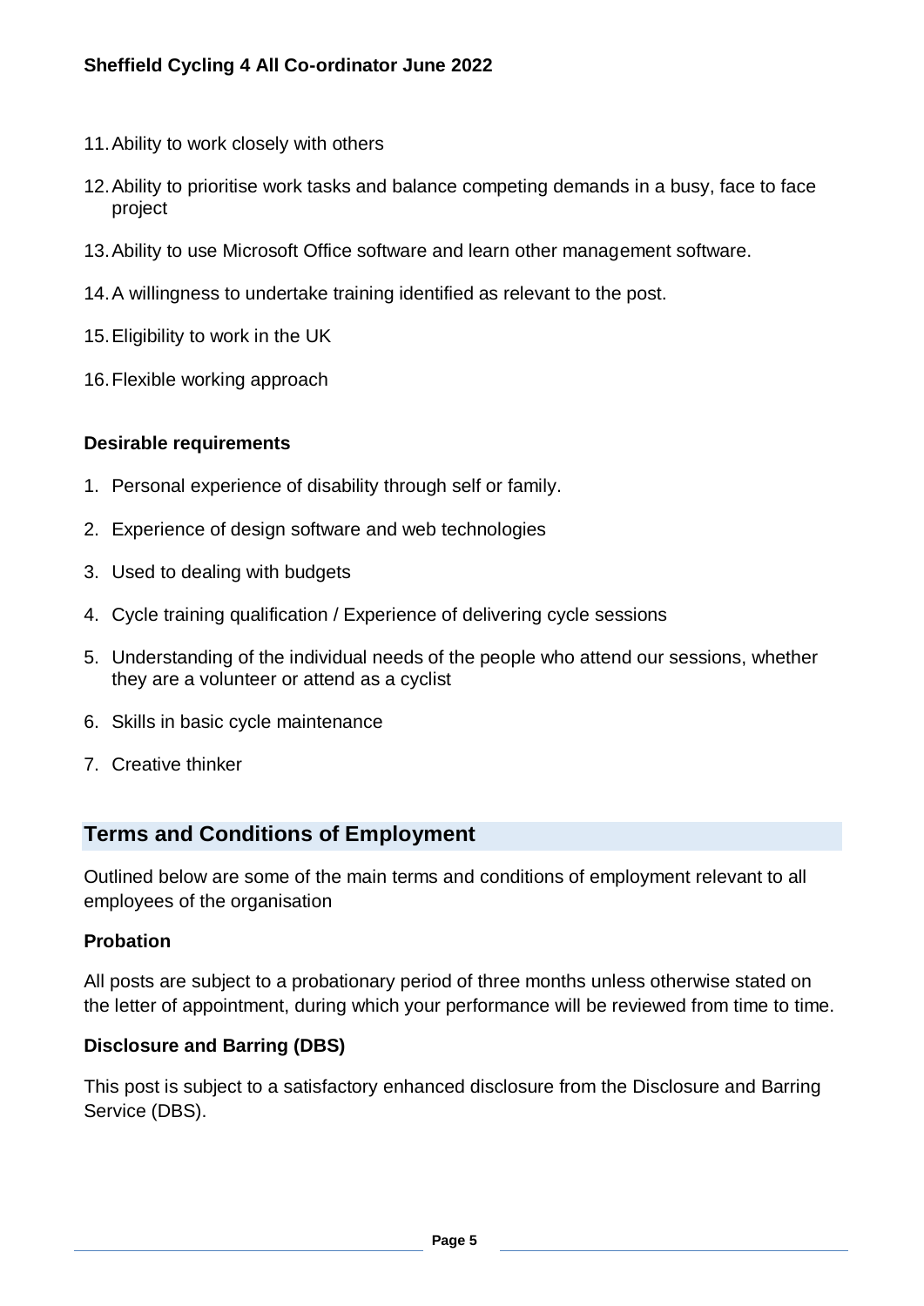11. Ability to work closely with others
12. Ability to prioritise work tasks and balance competing demands in a busy, face to face project
13. Ability to use Microsoft Office software and learn other management software.
14. A willingness to undertake training identified as relevant to the post.
15. Eligibility to work in the UK
16. Flexible working approach

### Desirable requirements

1. Personal experience of disability through self or family.
2. Experience of design software and web technologies
3. Used to dealing with budgets
4. Cycle training qualification / Experience of delivering cycle sessions
5. Understanding of the individual needs of the people who attend our sessions, whether they are a volunteer or attend as a cyclist
6. Skills in basic cycle maintenance
7. Creative thinker

## Terms and Conditions of Employment

Outlined below are some of the main terms and conditions of employment relevant to all employees of the organisation

### Probation

All posts are subject to a probationary period of three months unless otherwise stated on the letter of appointment, during which your performance will be reviewed from time to time.

### Disclosure and Barring (DBS)

This post is subject to a satisfactory enhanced disclosure from the Disclosure and Barring Service (DBS).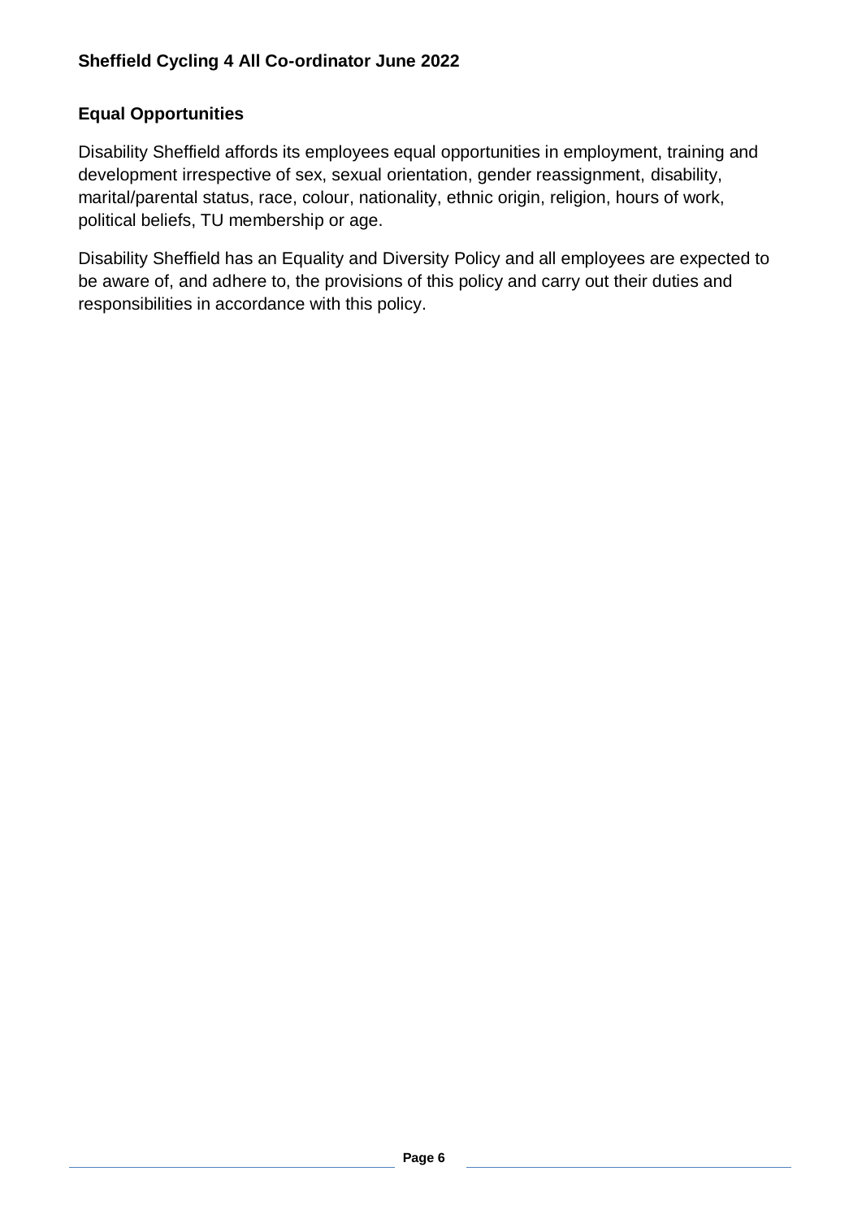## Equal Opportunities

Disability Sheffield affords its employees equal opportunities in employment, training and development irrespective of sex, sexual orientation, gender reassignment, disability, marital/parental status, race, colour, nationality, ethnic origin, religion, hours of work, political beliefs, TU membership or age.

Disability Sheffield has an Equality and Diversity Policy and all employees are expected to be aware of, and adhere to, the provisions of this policy and carry out their duties and responsibilities in accordance with this policy.